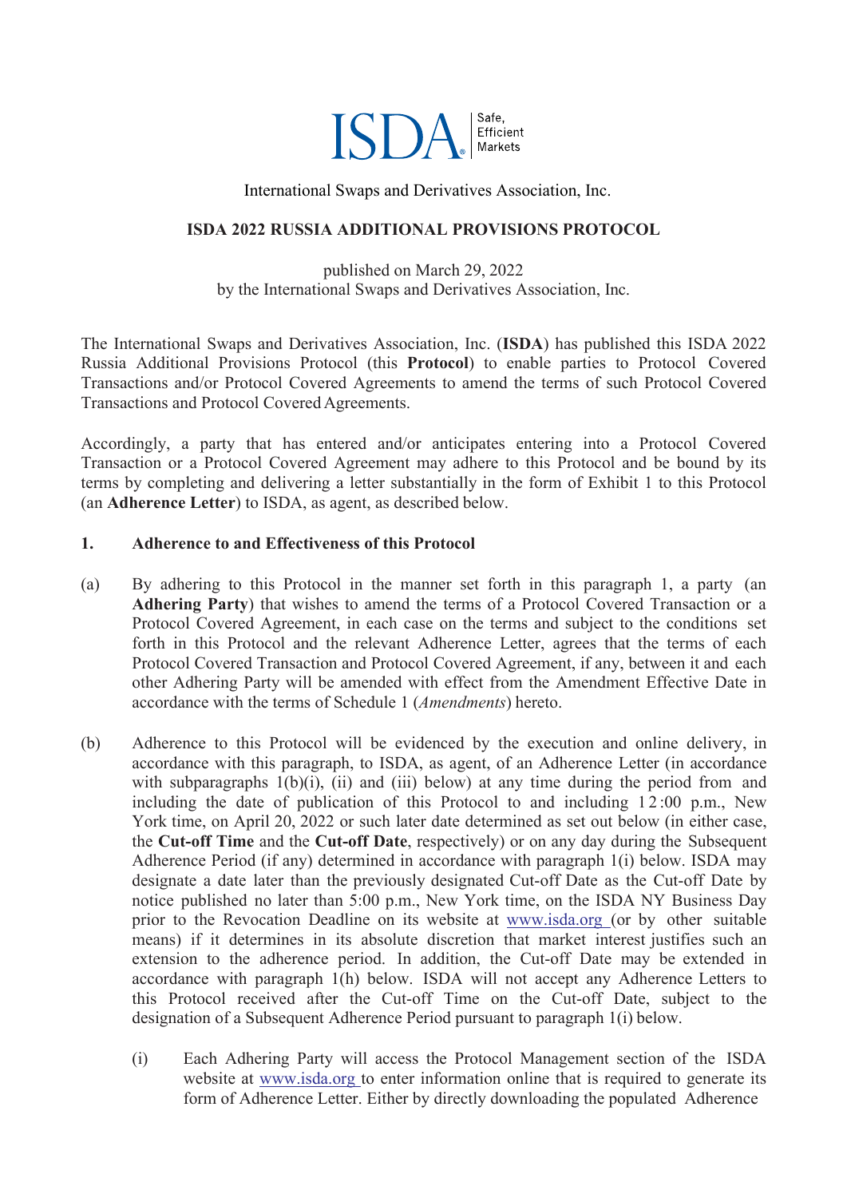International Swaps and Derivatives Association, Inc.

# ISDA 2022 RUSSIA ADDITIONAL PROVISIONS PROTOCOL

published on March 29, 2022
by the International Swaps and Derivatives Association, Inc.

The International Swaps and Derivatives Association, Inc. (**ISDA**) has published this ISDA 2022 Russia Additional Provisions Protocol (this **Protocol**) to enable parties to Protocol Covered Transactions and/or Protocol Covered Agreements to amend the terms of such Protocol Covered Transactions and Protocol Covered Agreements.

Accordingly, a party that has entered and/or anticipates entering into a Protocol Covered Transaction or a Protocol Covered Agreement may adhere to this Protocol and be bound by its terms by completing and delivering a letter substantially in the form of Exhibit 1 to this Protocol (an **Adherence Letter**) to ISDA, as agent, as described below.

## 1. Adherence to and Effectiveness of this Protocol

(a) By adhering to this Protocol in the manner set forth in this paragraph 1, a party (an **Adhering Party**) that wishes to amend the terms of a Protocol Covered Transaction or a Protocol Covered Agreement, in each case on the terms and subject to the conditions set forth in this Protocol and the relevant Adherence Letter, agrees that the terms of each Protocol Covered Transaction and Protocol Covered Agreement, if any, between it and each other Adhering Party will be amended with effect from the Amendment Effective Date in accordance with the terms of Schedule 1 (*Amendments*) hereto.

(b) Adherence to this Protocol will be evidenced by the execution and online delivery, in accordance with this paragraph, to ISDA, as agent, of an Adherence Letter (in accordance with subparagraphs 1(b)(i), (ii) and (iii) below) at any time during the period from and including the date of publication of this Protocol to and including 12:00 p.m., New York time, on April 20, 2022 or such later date determined as set out below (in either case, the **Cut-off Time** and the **Cut-off Date**, respectively) or on any day during the Subsequent Adherence Period (if any) determined in accordance with paragraph 1(i) below. ISDA may designate a date later than the previously designated Cut-off Date as the Cut-off Date by notice published no later than 5:00 p.m., New York time, on the ISDA NY Business Day prior to the Revocation Deadline on its website at www.isda.org (or by other suitable means) if it determines in its absolute discretion that market interest justifies such an extension to the adherence period. In addition, the Cut-off Date may be extended in accordance with paragraph 1(h) below. ISDA will not accept any Adherence Letters to this Protocol received after the Cut-off Time on the Cut-off Date, subject to the designation of a Subsequent Adherence Period pursuant to paragraph 1(i) below.

   (i) Each Adhering Party will access the Protocol Management section of the ISDA website at www.isda.org to enter information online that is required to generate its form of Adherence Letter. Either by directly downloading the populated Adherence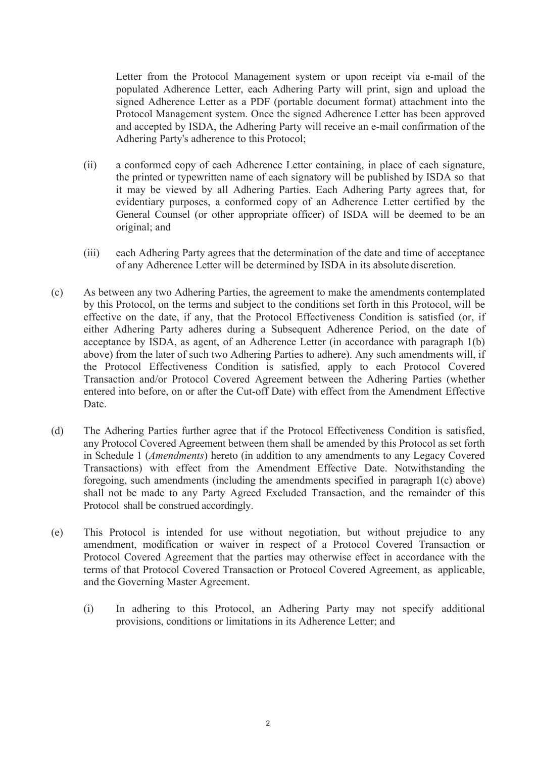Letter from the Protocol Management system or upon receipt via e-mail of the populated Adherence Letter, each Adhering Party will print, sign and upload the signed Adherence Letter as a PDF (portable document format) attachment into the Protocol Management system. Once the signed Adherence Letter has been approved and accepted by ISDA, the Adhering Party will receive an e-mail confirmation of the Adhering Party's adherence to this Protocol;

(ii) a conformed copy of each Adherence Letter containing, in place of each signature, the printed or typewritten name of each signatory will be published by ISDA so that it may be viewed by all Adhering Parties. Each Adhering Party agrees that, for evidentiary purposes, a conformed copy of an Adherence Letter certified by the General Counsel (or other appropriate officer) of ISDA will be deemed to be an original; and

(iii) each Adhering Party agrees that the determination of the date and time of acceptance of any Adherence Letter will be determined by ISDA in its absolute discretion.

(c) As between any two Adhering Parties, the agreement to make the amendments contemplated by this Protocol, on the terms and subject to the conditions set forth in this Protocol, will be effective on the date, if any, that the Protocol Effectiveness Condition is satisfied (or, if either Adhering Party adheres during a Subsequent Adherence Period, on the date of acceptance by ISDA, as agent, of an Adherence Letter (in accordance with paragraph 1(b) above) from the later of such two Adhering Parties to adhere). Any such amendments will, if the Protocol Effectiveness Condition is satisfied, apply to each Protocol Covered Transaction and/or Protocol Covered Agreement between the Adhering Parties (whether entered into before, on or after the Cut-off Date) with effect from the Amendment Effective Date.

(d) The Adhering Parties further agree that if the Protocol Effectiveness Condition is satisfied, any Protocol Covered Agreement between them shall be amended by this Protocol as set forth in Schedule 1 (*Amendments*) hereto (in addition to any amendments to any Legacy Covered Transactions) with effect from the Amendment Effective Date. Notwithstanding the foregoing, such amendments (including the amendments specified in paragraph 1(c) above) shall not be made to any Party Agreed Excluded Transaction, and the remainder of this Protocol shall be construed accordingly.

(e) This Protocol is intended for use without negotiation, but without prejudice to any amendment, modification or waiver in respect of a Protocol Covered Transaction or Protocol Covered Agreement that the parties may otherwise effect in accordance with the terms of that Protocol Covered Transaction or Protocol Covered Agreement, as applicable, and the Governing Master Agreement.

(i) In adhering to this Protocol, an Adhering Party may not specify additional provisions, conditions or limitations in its Adherence Letter; and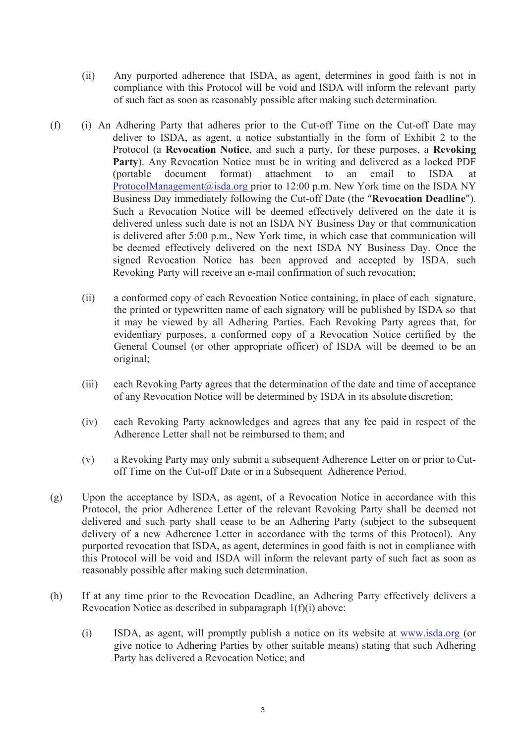(ii) Any purported adherence that ISDA, as agent, determines in good faith is not in compliance with this Protocol will be void and ISDA will inform the relevant party of such fact as soon as reasonably possible after making such determination.

(f) (i) An Adhering Party that adheres prior to the Cut-off Time on the Cut-off Date may deliver to ISDA, as agent, a notice substantially in the form of Exhibit 2 to the Protocol (a **Revocation Notice**, and such a party, for these purposes, a **Revoking Party**). Any Revocation Notice must be in writing and delivered as a locked PDF (portable document format) attachment to an email to ISDA at ProtocolManagement@isda.org prior to 12:00 p.m. New York time on the ISDA NY Business Day immediately following the Cut-off Date (the "**Revocation Deadline**"). Such a Revocation Notice will be deemed effectively delivered on the date it is delivered unless such date is not an ISDA NY Business Day or that communication is delivered after 5:00 p.m., New York time, in which case that communication will be deemed effectively delivered on the next ISDA NY Business Day. Once the signed Revocation Notice has been approved and accepted by ISDA, such Revoking Party will receive an e-mail confirmation of such revocation;

(ii) a conformed copy of each Revocation Notice containing, in place of each signature, the printed or typewritten name of each signatory will be published by ISDA so that it may be viewed by all Adhering Parties. Each Revoking Party agrees that, for evidentiary purposes, a conformed copy of a Revocation Notice certified by the General Counsel (or other appropriate officer) of ISDA will be deemed to be an original;

(iii) each Revoking Party agrees that the determination of the date and time of acceptance of any Revocation Notice will be determined by ISDA in its absolute discretion;

(iv) each Revoking Party acknowledges and agrees that any fee paid in respect of the Adherence Letter shall not be reimbursed to them; and

(v) a Revoking Party may only submit a subsequent Adherence Letter on or prior to Cut-off Time on the Cut-off Date or in a Subsequent Adherence Period.

(g) Upon the acceptance by ISDA, as agent, of a Revocation Notice in accordance with this Protocol, the prior Adherence Letter of the relevant Revoking Party shall be deemed not delivered and such party shall cease to be an Adhering Party (subject to the subsequent delivery of a new Adherence Letter in accordance with the terms of this Protocol). Any purported revocation that ISDA, as agent, determines in good faith is not in compliance with this Protocol will be void and ISDA will inform the relevant party of such fact as soon as reasonably possible after making such determination.

(h) If at any time prior to the Revocation Deadline, an Adhering Party effectively delivers a Revocation Notice as described in subparagraph 1(f)(i) above:

(i) ISDA, as agent, will promptly publish a notice on its website at www.isda.org (or give notice to Adhering Parties by other suitable means) stating that such Adhering Party has delivered a Revocation Notice; and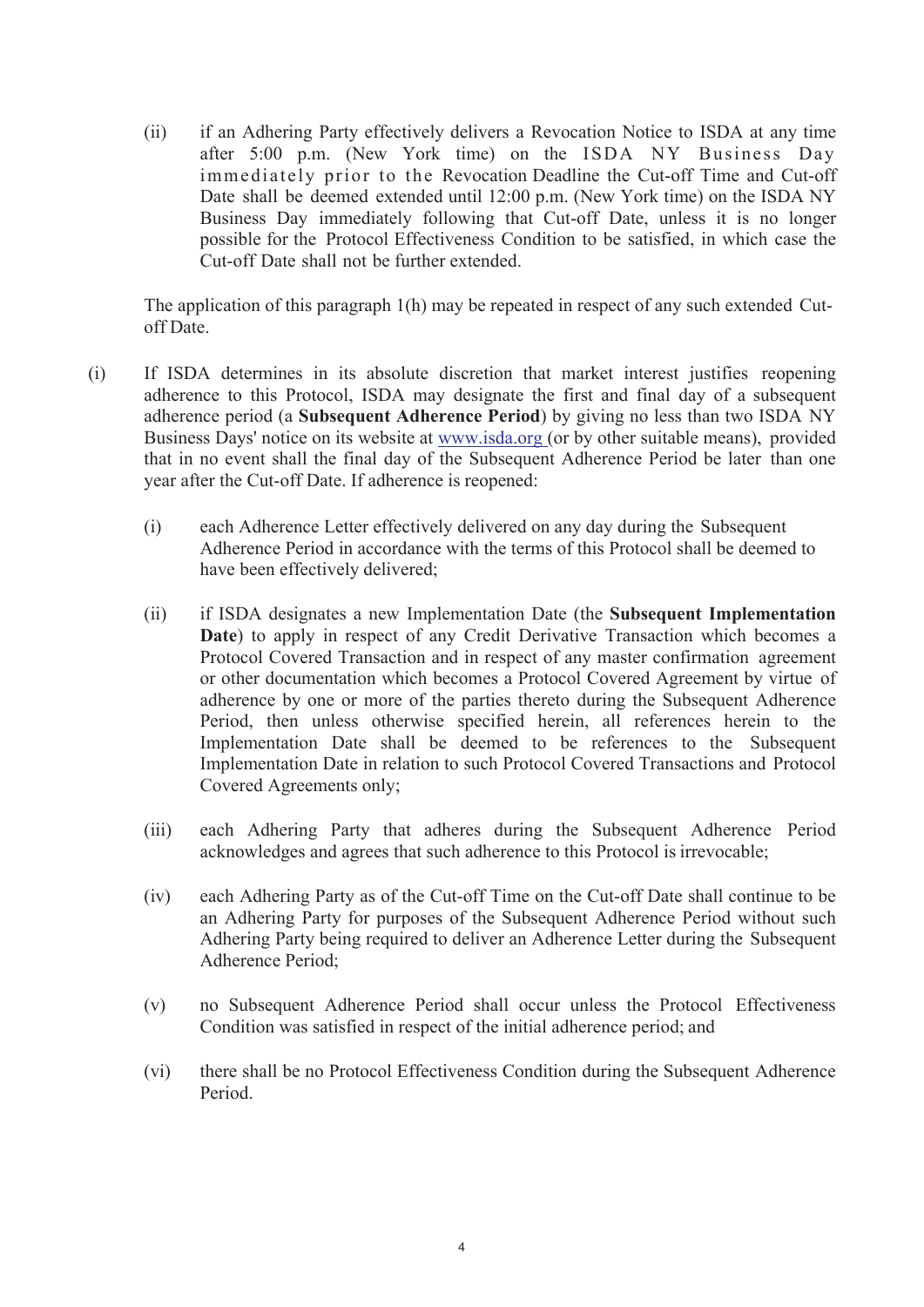(ii) if an Adhering Party effectively delivers a Revocation Notice to ISDA at any time after 5:00 p.m. (New York time) on the ISDA NY Business Day immediately prior to the Revocation Deadline the Cut-off Time and Cut-off Date shall be deemed extended until 12:00 p.m. (New York time) on the ISDA NY Business Day immediately following that Cut-off Date, unless it is no longer possible for the Protocol Effectiveness Condition to be satisfied, in which case the Cut-off Date shall not be further extended.

The application of this paragraph 1(h) may be repeated in respect of any such extended Cut-off Date.

(i) If ISDA determines in its absolute discretion that market interest justifies reopening adherence to this Protocol, ISDA may designate the first and final day of a subsequent adherence period (a **Subsequent Adherence Period**) by giving no less than two ISDA NY Business Days' notice on its website at www.isda.org (or by other suitable means), provided that in no event shall the final day of the Subsequent Adherence Period be later than one year after the Cut-off Date. If adherence is reopened:

(i) each Adherence Letter effectively delivered on any day during the Subsequent Adherence Period in accordance with the terms of this Protocol shall be deemed to have been effectively delivered;

(ii) if ISDA designates a new Implementation Date (the **Subsequent Implementation Date**) to apply in respect of any Credit Derivative Transaction which becomes a Protocol Covered Transaction and in respect of any master confirmation agreement or other documentation which becomes a Protocol Covered Agreement by virtue of adherence by one or more of the parties thereto during the Subsequent Adherence Period, then unless otherwise specified herein, all references herein to the Implementation Date shall be deemed to be references to the Subsequent Implementation Date in relation to such Protocol Covered Transactions and Protocol Covered Agreements only;

(iii) each Adhering Party that adheres during the Subsequent Adherence Period acknowledges and agrees that such adherence to this Protocol is irrevocable;

(iv) each Adhering Party as of the Cut-off Time on the Cut-off Date shall continue to be an Adhering Party for purposes of the Subsequent Adherence Period without such Adhering Party being required to deliver an Adherence Letter during the Subsequent Adherence Period;

(v) no Subsequent Adherence Period shall occur unless the Protocol Effectiveness Condition was satisfied in respect of the initial adherence period; and

(vi) there shall be no Protocol Effectiveness Condition during the Subsequent Adherence Period.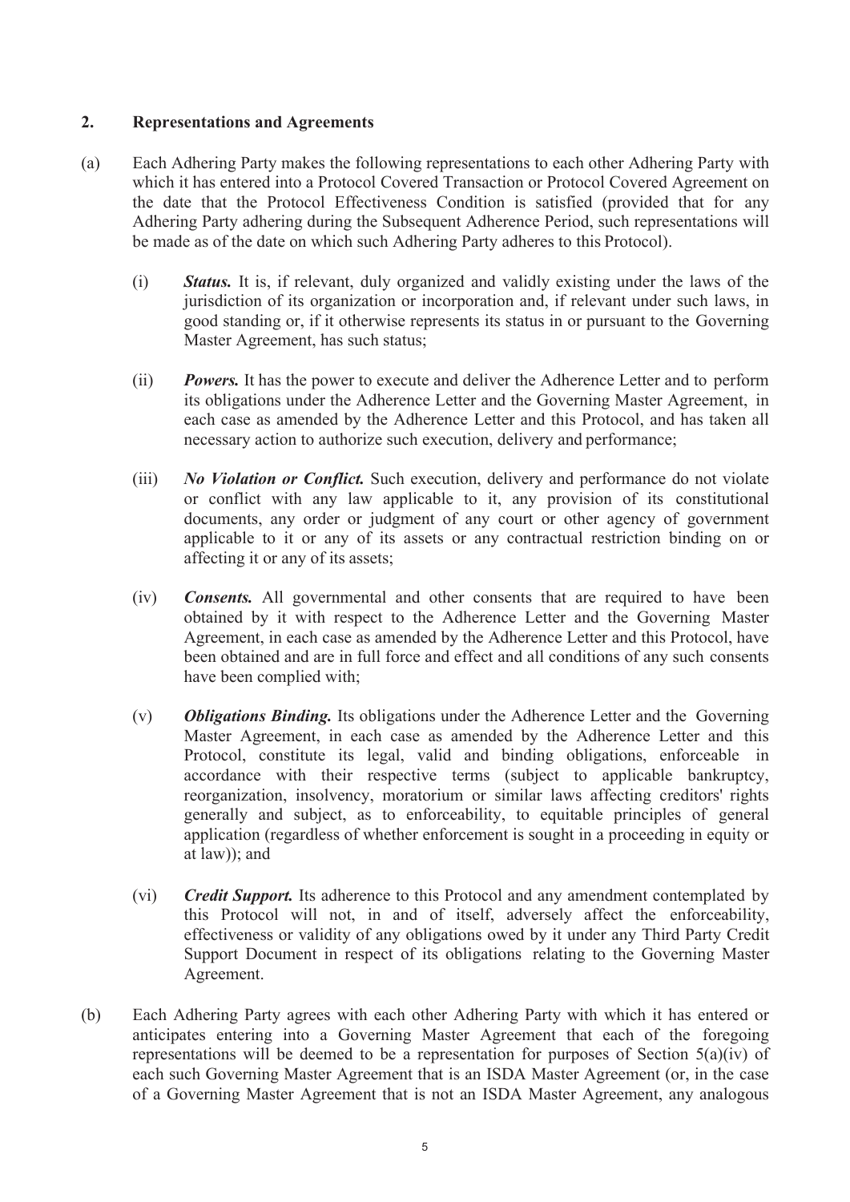## 2. Representations and Agreements

(a) Each Adhering Party makes the following representations to each other Adhering Party with which it has entered into a Protocol Covered Transaction or Protocol Covered Agreement on the date that the Protocol Effectiveness Condition is satisfied (provided that for any Adhering Party adhering during the Subsequent Adherence Period, such representations will be made as of the date on which such Adhering Party adheres to this Protocol).

(i) ***Status.*** It is, if relevant, duly organized and validly existing under the laws of the jurisdiction of its organization or incorporation and, if relevant under such laws, in good standing or, if it otherwise represents its status in or pursuant to the Governing Master Agreement, has such status;

(ii) ***Powers.*** It has the power to execute and deliver the Adherence Letter and to perform its obligations under the Adherence Letter and the Governing Master Agreement, in each case as amended by the Adherence Letter and this Protocol, and has taken all necessary action to authorize such execution, delivery and performance;

(iii) ***No Violation or Conflict.*** Such execution, delivery and performance do not violate or conflict with any law applicable to it, any provision of its constitutional documents, any order or judgment of any court or other agency of government applicable to it or any of its assets or any contractual restriction binding on or affecting it or any of its assets;

(iv) ***Consents.*** All governmental and other consents that are required to have been obtained by it with respect to the Adherence Letter and the Governing Master Agreement, in each case as amended by the Adherence Letter and this Protocol, have been obtained and are in full force and effect and all conditions of any such consents have been complied with;

(v) ***Obligations Binding.*** Its obligations under the Adherence Letter and the Governing Master Agreement, in each case as amended by the Adherence Letter and this Protocol, constitute its legal, valid and binding obligations, enforceable in accordance with their respective terms (subject to applicable bankruptcy, reorganization, insolvency, moratorium or similar laws affecting creditors' rights generally and subject, as to enforceability, to equitable principles of general application (regardless of whether enforcement is sought in a proceeding in equity or at law)); and

(vi) ***Credit Support.*** Its adherence to this Protocol and any amendment contemplated by this Protocol will not, in and of itself, adversely affect the enforceability, effectiveness or validity of any obligations owed by it under any Third Party Credit Support Document in respect of its obligations relating to the Governing Master Agreement.

(b) Each Adhering Party agrees with each other Adhering Party with which it has entered or anticipates entering into a Governing Master Agreement that each of the foregoing representations will be deemed to be a representation for purposes of Section 5(a)(iv) of each such Governing Master Agreement that is an ISDA Master Agreement (or, in the case of a Governing Master Agreement that is not an ISDA Master Agreement, any analogous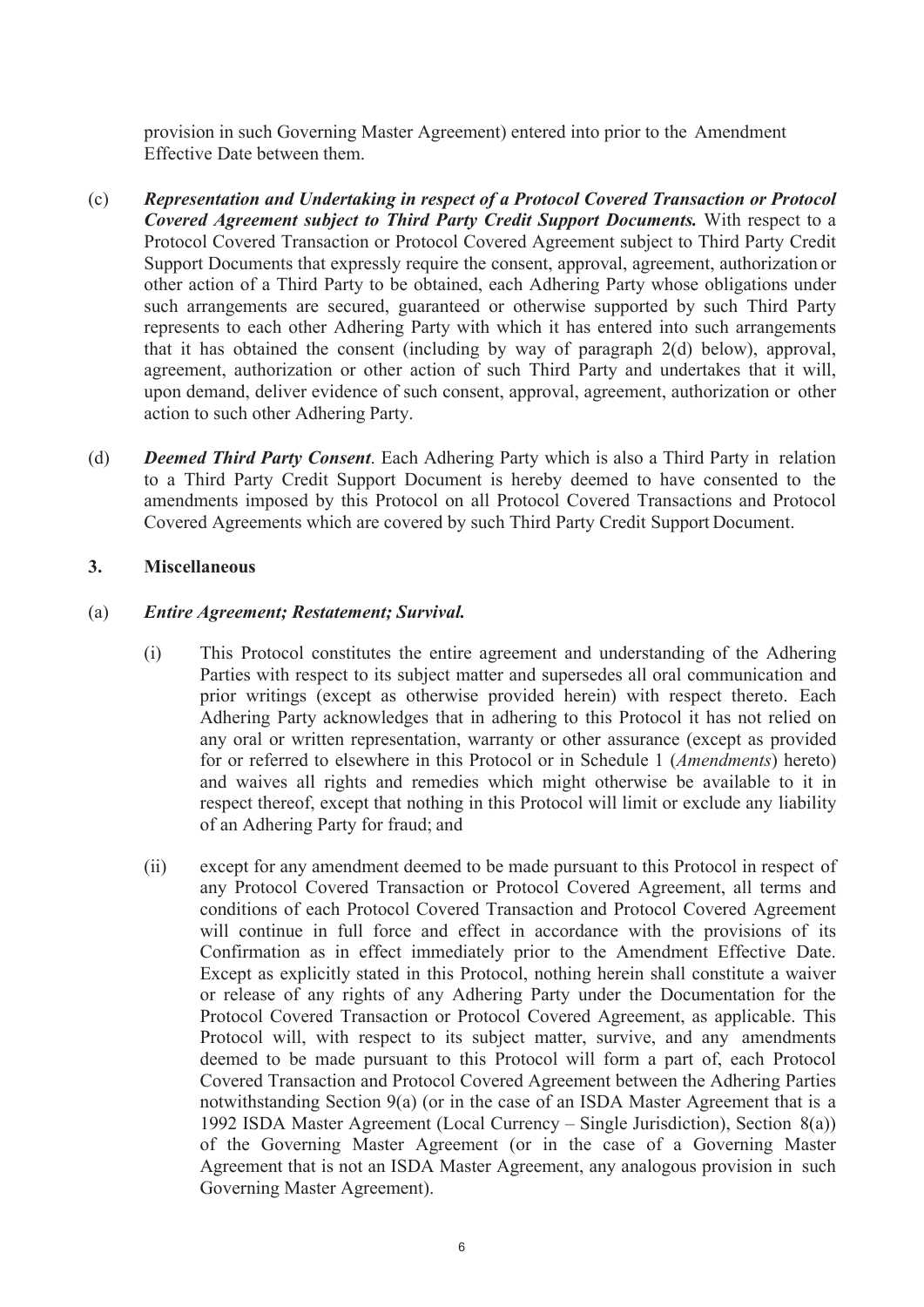provision in such Governing Master Agreement) entered into prior to the Amendment Effective Date between them.

(c) ***Representation and Undertaking in respect of a Protocol Covered Transaction or Protocol Covered Agreement subject to Third Party Credit Support Documents.*** With respect to a Protocol Covered Transaction or Protocol Covered Agreement subject to Third Party Credit Support Documents that expressly require the consent, approval, agreement, authorization or other action of a Third Party to be obtained, each Adhering Party whose obligations under such arrangements are secured, guaranteed or otherwise supported by such Third Party represents to each other Adhering Party with which it has entered into such arrangements that it has obtained the consent (including by way of paragraph 2(d) below), approval, agreement, authorization or other action of such Third Party and undertakes that it will, upon demand, deliver evidence of such consent, approval, agreement, authorization or other action to such other Adhering Party.

(d) ***Deemed Third Party Consent***. Each Adhering Party which is also a Third Party in relation to a Third Party Credit Support Document is hereby deemed to have consented to the amendments imposed by this Protocol on all Protocol Covered Transactions and Protocol Covered Agreements which are covered by such Third Party Credit Support Document.

## 3. Miscellaneous

(a) ***Entire Agreement; Restatement; Survival.***

(i) This Protocol constitutes the entire agreement and understanding of the Adhering Parties with respect to its subject matter and supersedes all oral communication and prior writings (except as otherwise provided herein) with respect thereto. Each Adhering Party acknowledges that in adhering to this Protocol it has not relied on any oral or written representation, warranty or other assurance (except as provided for or referred to elsewhere in this Protocol or in Schedule 1 (*Amendments*) hereto) and waives all rights and remedies which might otherwise be available to it in respect thereof, except that nothing in this Protocol will limit or exclude any liability of an Adhering Party for fraud; and

(ii) except for any amendment deemed to be made pursuant to this Protocol in respect of any Protocol Covered Transaction or Protocol Covered Agreement, all terms and conditions of each Protocol Covered Transaction and Protocol Covered Agreement will continue in full force and effect in accordance with the provisions of its Confirmation as in effect immediately prior to the Amendment Effective Date. Except as explicitly stated in this Protocol, nothing herein shall constitute a waiver or release of any rights of any Adhering Party under the Documentation for the Protocol Covered Transaction or Protocol Covered Agreement, as applicable. This Protocol will, with respect to its subject matter, survive, and any amendments deemed to be made pursuant to this Protocol will form a part of, each Protocol Covered Transaction and Protocol Covered Agreement between the Adhering Parties notwithstanding Section 9(a) (or in the case of an ISDA Master Agreement that is a 1992 ISDA Master Agreement (Local Currency – Single Jurisdiction), Section 8(a)) of the Governing Master Agreement (or in the case of a Governing Master Agreement that is not an ISDA Master Agreement, any analogous provision in such Governing Master Agreement).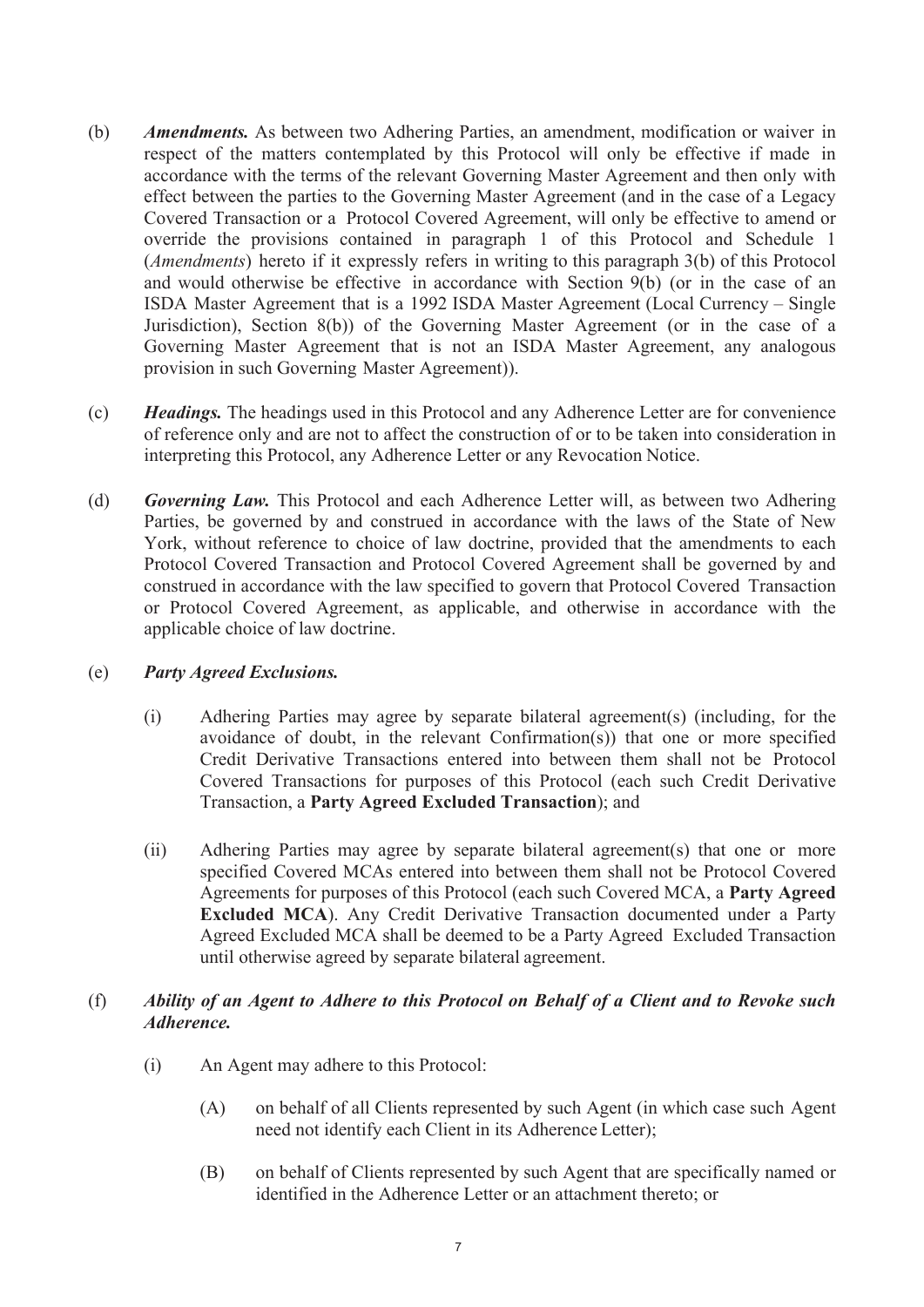(b) ***Amendments.*** As between two Adhering Parties, an amendment, modification or waiver in respect of the matters contemplated by this Protocol will only be effective if made in accordance with the terms of the relevant Governing Master Agreement and then only with effect between the parties to the Governing Master Agreement (and in the case of a Legacy Covered Transaction or a Protocol Covered Agreement, will only be effective to amend or override the provisions contained in paragraph 1 of this Protocol and Schedule 1 (*Amendments*) hereto if it expressly refers in writing to this paragraph 3(b) of this Protocol and would otherwise be effective in accordance with Section 9(b) (or in the case of an ISDA Master Agreement that is a 1992 ISDA Master Agreement (Local Currency – Single Jurisdiction), Section 8(b)) of the Governing Master Agreement (or in the case of a Governing Master Agreement that is not an ISDA Master Agreement, any analogous provision in such Governing Master Agreement)).

(c) ***Headings.*** The headings used in this Protocol and any Adherence Letter are for convenience of reference only and are not to affect the construction of or to be taken into consideration in interpreting this Protocol, any Adherence Letter or any Revocation Notice.

(d) ***Governing Law.*** This Protocol and each Adherence Letter will, as between two Adhering Parties, be governed by and construed in accordance with the laws of the State of New York, without reference to choice of law doctrine, provided that the amendments to each Protocol Covered Transaction and Protocol Covered Agreement shall be governed by and construed in accordance with the law specified to govern that Protocol Covered Transaction or Protocol Covered Agreement, as applicable, and otherwise in accordance with the applicable choice of law doctrine.

(e) ***Party Agreed Exclusions.***

(i) Adhering Parties may agree by separate bilateral agreement(s) (including, for the avoidance of doubt, in the relevant Confirmation(s)) that one or more specified Credit Derivative Transactions entered into between them shall not be Protocol Covered Transactions for purposes of this Protocol (each such Credit Derivative Transaction, a **Party Agreed Excluded Transaction**); and

(ii) Adhering Parties may agree by separate bilateral agreement(s) that one or more specified Covered MCAs entered into between them shall not be Protocol Covered Agreements for purposes of this Protocol (each such Covered MCA, a **Party Agreed Excluded MCA**). Any Credit Derivative Transaction documented under a Party Agreed Excluded MCA shall be deemed to be a Party Agreed Excluded Transaction until otherwise agreed by separate bilateral agreement.

(f) ***Ability of an Agent to Adhere to this Protocol on Behalf of a Client and to Revoke such Adherence.***

(i) An Agent may adhere to this Protocol:

(A) on behalf of all Clients represented by such Agent (in which case such Agent need not identify each Client in its Adherence Letter);

(B) on behalf of Clients represented by such Agent that are specifically named or identified in the Adherence Letter or an attachment thereto; or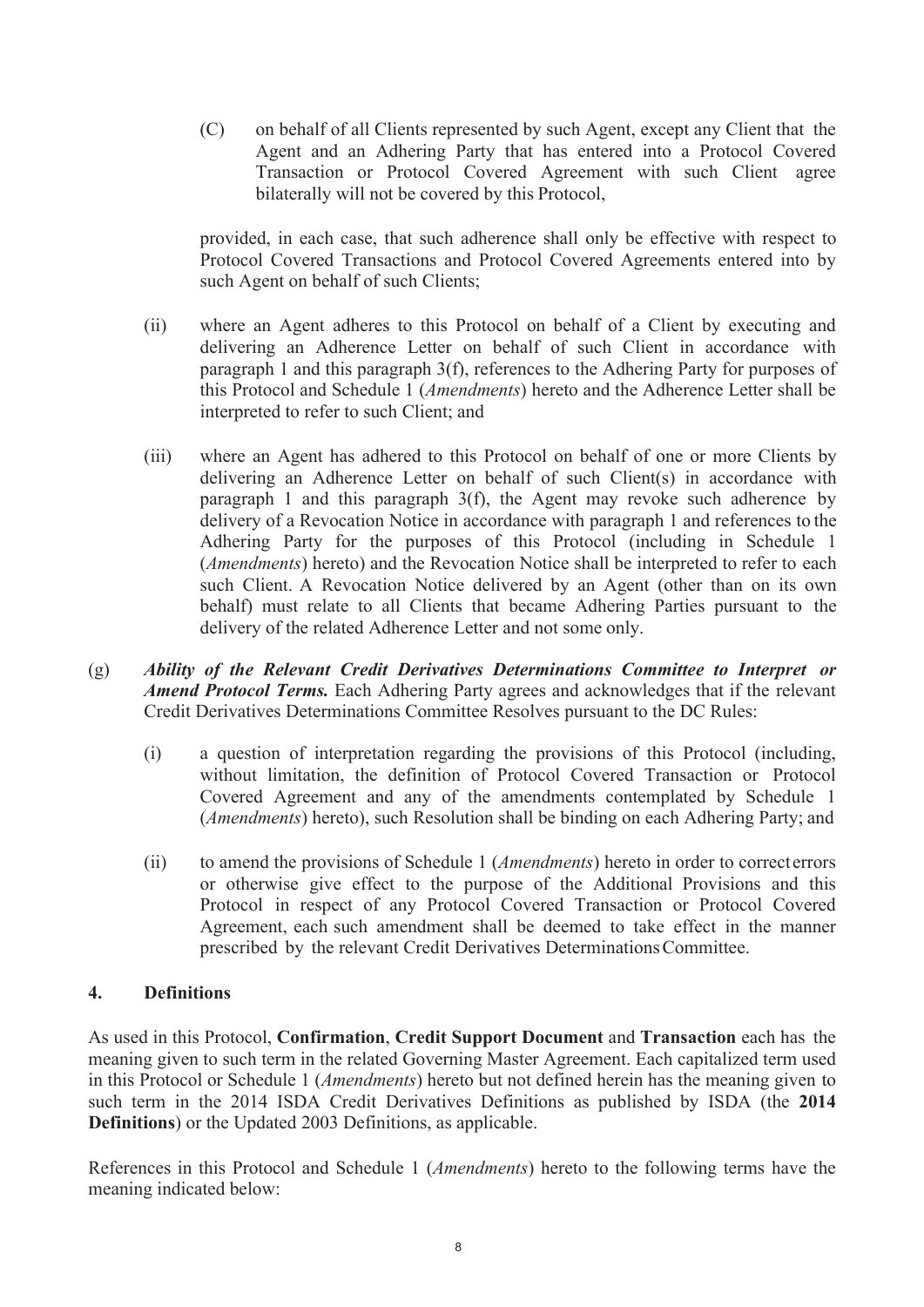(C) on behalf of all Clients represented by such Agent, except any Client that the Agent and an Adhering Party that has entered into a Protocol Covered Transaction or Protocol Covered Agreement with such Client agree bilaterally will not be covered by this Protocol,

provided, in each case, that such adherence shall only be effective with respect to Protocol Covered Transactions and Protocol Covered Agreements entered into by such Agent on behalf of such Clients;

(ii) where an Agent adheres to this Protocol on behalf of a Client by executing and delivering an Adherence Letter on behalf of such Client in accordance with paragraph 1 and this paragraph 3(f), references to the Adhering Party for purposes of this Protocol and Schedule 1 (*Amendments*) hereto and the Adherence Letter shall be interpreted to refer to such Client; and

(iii) where an Agent has adhered to this Protocol on behalf of one or more Clients by delivering an Adherence Letter on behalf of such Client(s) in accordance with paragraph 1 and this paragraph 3(f), the Agent may revoke such adherence by delivery of a Revocation Notice in accordance with paragraph 1 and references to the Adhering Party for the purposes of this Protocol (including in Schedule 1 (*Amendments*) hereto) and the Revocation Notice shall be interpreted to refer to each such Client. A Revocation Notice delivered by an Agent (other than on its own behalf) must relate to all Clients that became Adhering Parties pursuant to the delivery of the related Adherence Letter and not some only.

(g) ***Ability of the Relevant Credit Derivatives Determinations Committee to Interpret or Amend Protocol Terms.*** Each Adhering Party agrees and acknowledges that if the relevant Credit Derivatives Determinations Committee Resolves pursuant to the DC Rules:

(i) a question of interpretation regarding the provisions of this Protocol (including, without limitation, the definition of Protocol Covered Transaction or Protocol Covered Agreement and any of the amendments contemplated by Schedule 1 (*Amendments*) hereto), such Resolution shall be binding on each Adhering Party; and

(ii) to amend the provisions of Schedule 1 (*Amendments*) hereto in order to correct errors or otherwise give effect to the purpose of the Additional Provisions and this Protocol in respect of any Protocol Covered Transaction or Protocol Covered Agreement, each such amendment shall be deemed to take effect in the manner prescribed by the relevant Credit Derivatives Determinations Committee.

## 4. Definitions

As used in this Protocol, **Confirmation**, **Credit Support Document** and **Transaction** each has the meaning given to such term in the related Governing Master Agreement. Each capitalized term used in this Protocol or Schedule 1 (*Amendments*) hereto but not defined herein has the meaning given to such term in the 2014 ISDA Credit Derivatives Definitions as published by ISDA (the **2014 Definitions**) or the Updated 2003 Definitions, as applicable.

References in this Protocol and Schedule 1 (*Amendments*) hereto to the following terms have the meaning indicated below: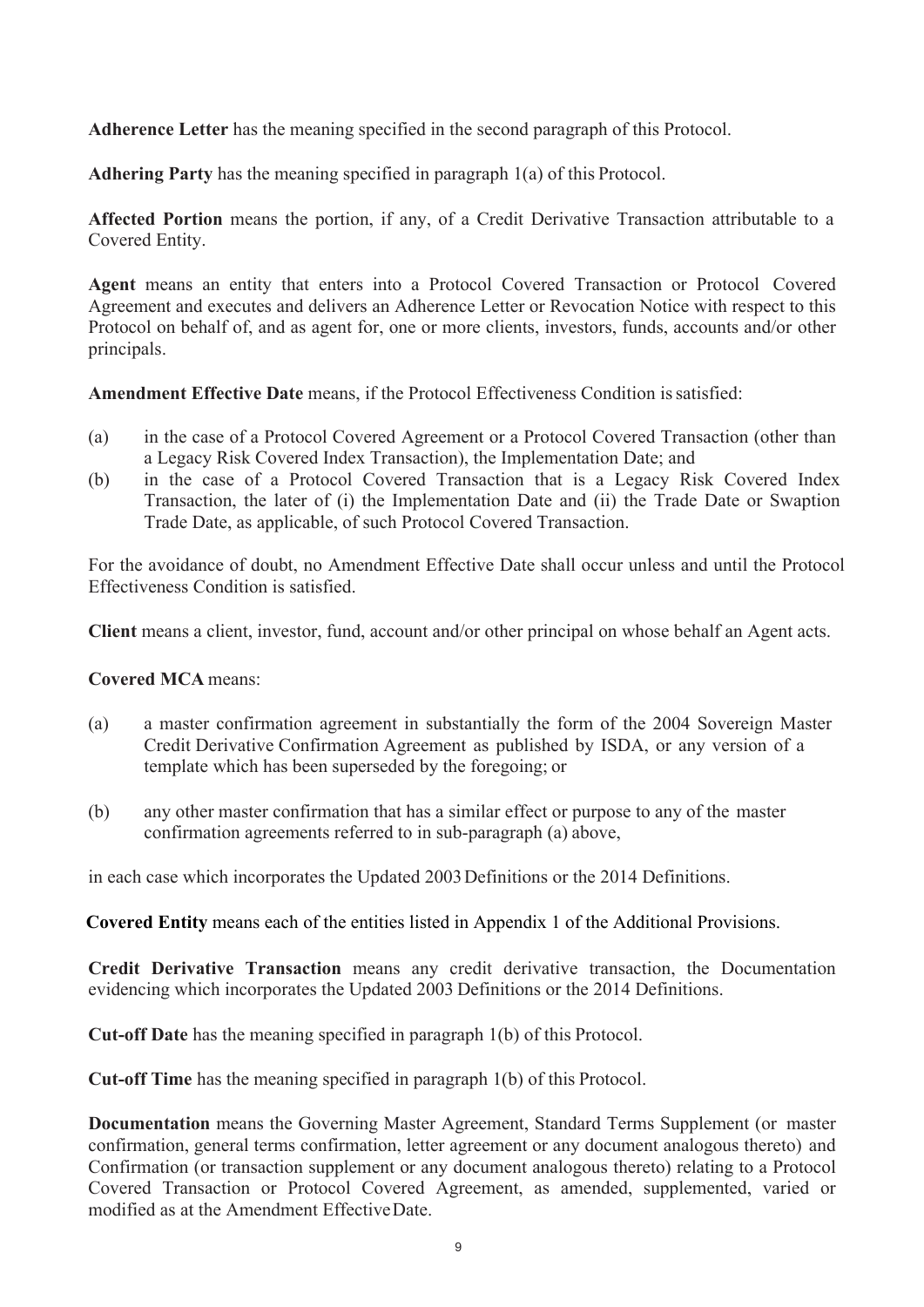**Adherence Letter** has the meaning specified in the second paragraph of this Protocol.

**Adhering Party** has the meaning specified in paragraph 1(a) of this Protocol.

**Affected Portion** means the portion, if any, of a Credit Derivative Transaction attributable to a Covered Entity.

**Agent** means an entity that enters into a Protocol Covered Transaction or Protocol Covered Agreement and executes and delivers an Adherence Letter or Revocation Notice with respect to this Protocol on behalf of, and as agent for, one or more clients, investors, funds, accounts and/or other principals.

**Amendment Effective Date** means, if the Protocol Effectiveness Condition is satisfied:

(a) in the case of a Protocol Covered Agreement or a Protocol Covered Transaction (other than a Legacy Risk Covered Index Transaction), the Implementation Date; and

(b) in the case of a Protocol Covered Transaction that is a Legacy Risk Covered Index Transaction, the later of (i) the Implementation Date and (ii) the Trade Date or Swaption Trade Date, as applicable, of such Protocol Covered Transaction.

For the avoidance of doubt, no Amendment Effective Date shall occur unless and until the Protocol Effectiveness Condition is satisfied.

**Client** means a client, investor, fund, account and/or other principal on whose behalf an Agent acts.

**Covered MCA** means:

(a) a master confirmation agreement in substantially the form of the 2004 Sovereign Master Credit Derivative Confirmation Agreement as published by ISDA, or any version of a template which has been superseded by the foregoing; or

(b) any other master confirmation that has a similar effect or purpose to any of the master confirmation agreements referred to in sub-paragraph (a) above,

in each case which incorporates the Updated 2003 Definitions or the 2014 Definitions.

**Covered Entity** means each of the entities listed in Appendix 1 of the Additional Provisions.

**Credit Derivative Transaction** means any credit derivative transaction, the Documentation evidencing which incorporates the Updated 2003 Definitions or the 2014 Definitions.

**Cut-off Date** has the meaning specified in paragraph 1(b) of this Protocol.

**Cut-off Time** has the meaning specified in paragraph 1(b) of this Protocol.

**Documentation** means the Governing Master Agreement, Standard Terms Supplement (or master confirmation, general terms confirmation, letter agreement or any document analogous thereto) and Confirmation (or transaction supplement or any document analogous thereto) relating to a Protocol Covered Transaction or Protocol Covered Agreement, as amended, supplemented, varied or modified as at the Amendment Effective Date.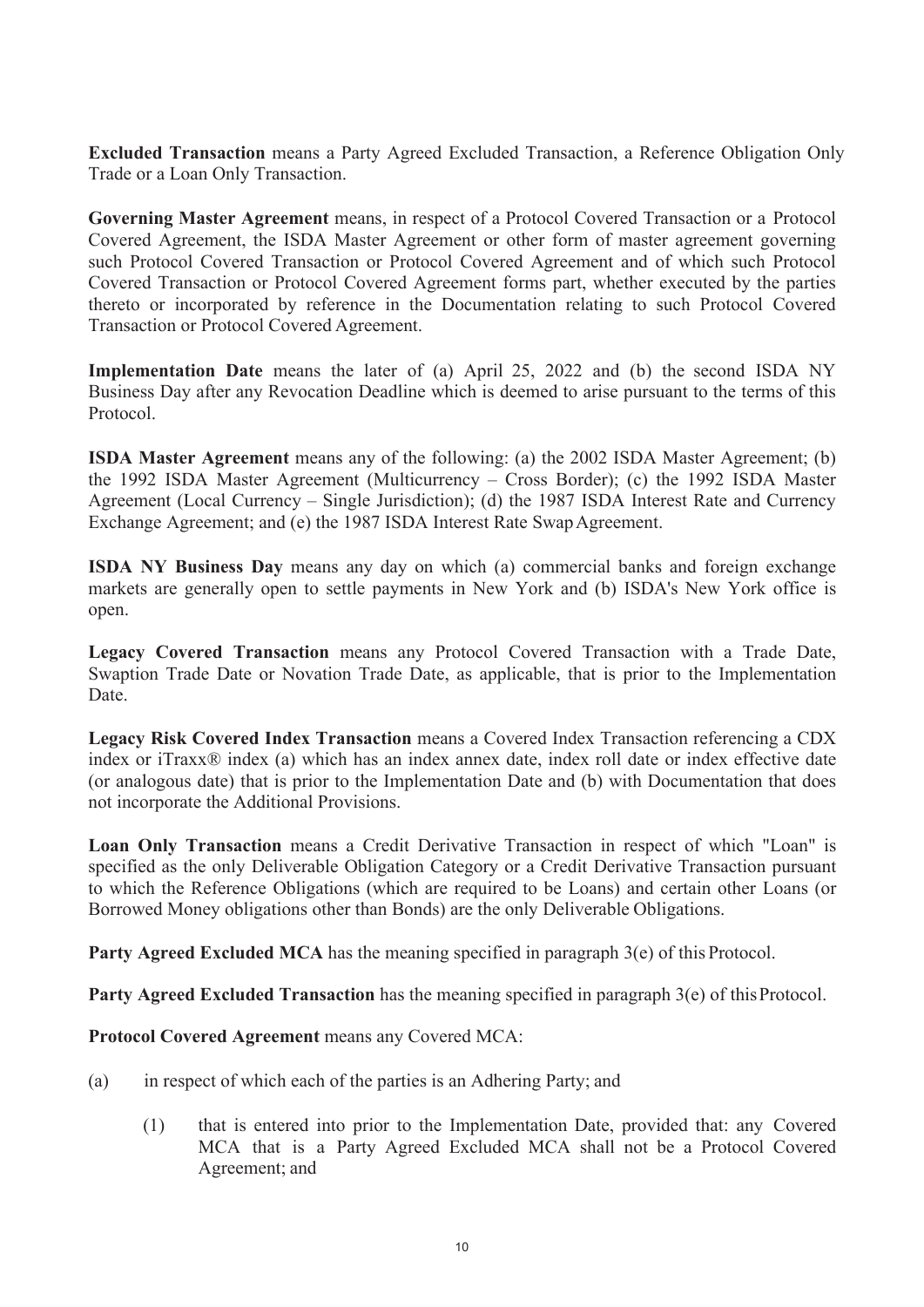**Excluded Transaction** means a Party Agreed Excluded Transaction, a Reference Obligation Only Trade or a Loan Only Transaction.

**Governing Master Agreement** means, in respect of a Protocol Covered Transaction or a Protocol Covered Agreement, the ISDA Master Agreement or other form of master agreement governing such Protocol Covered Transaction or Protocol Covered Agreement and of which such Protocol Covered Transaction or Protocol Covered Agreement forms part, whether executed by the parties thereto or incorporated by reference in the Documentation relating to such Protocol Covered Transaction or Protocol Covered Agreement.

**Implementation Date** means the later of (a) April 25, 2022 and (b) the second ISDA NY Business Day after any Revocation Deadline which is deemed to arise pursuant to the terms of this Protocol.

**ISDA Master Agreement** means any of the following: (a) the 2002 ISDA Master Agreement; (b) the 1992 ISDA Master Agreement (Multicurrency – Cross Border); (c) the 1992 ISDA Master Agreement (Local Currency – Single Jurisdiction); (d) the 1987 ISDA Interest Rate and Currency Exchange Agreement; and (e) the 1987 ISDA Interest Rate Swap Agreement.

**ISDA NY Business Day** means any day on which (a) commercial banks and foreign exchange markets are generally open to settle payments in New York and (b) ISDA's New York office is open.

**Legacy Covered Transaction** means any Protocol Covered Transaction with a Trade Date, Swaption Trade Date or Novation Trade Date, as applicable, that is prior to the Implementation Date.

**Legacy Risk Covered Index Transaction** means a Covered Index Transaction referencing a CDX index or iTraxx® index (a) which has an index annex date, index roll date or index effective date (or analogous date) that is prior to the Implementation Date and (b) with Documentation that does not incorporate the Additional Provisions.

**Loan Only Transaction** means a Credit Derivative Transaction in respect of which "Loan" is specified as the only Deliverable Obligation Category or a Credit Derivative Transaction pursuant to which the Reference Obligations (which are required to be Loans) and certain other Loans (or Borrowed Money obligations other than Bonds) are the only Deliverable Obligations.

**Party Agreed Excluded MCA** has the meaning specified in paragraph 3(e) of this Protocol.

**Party Agreed Excluded Transaction** has the meaning specified in paragraph 3(e) of this Protocol.

**Protocol Covered Agreement** means any Covered MCA:

(a) in respect of which each of the parties is an Adhering Party; and

  (1) that is entered into prior to the Implementation Date, provided that: any Covered MCA that is a Party Agreed Excluded MCA shall not be a Protocol Covered Agreement; and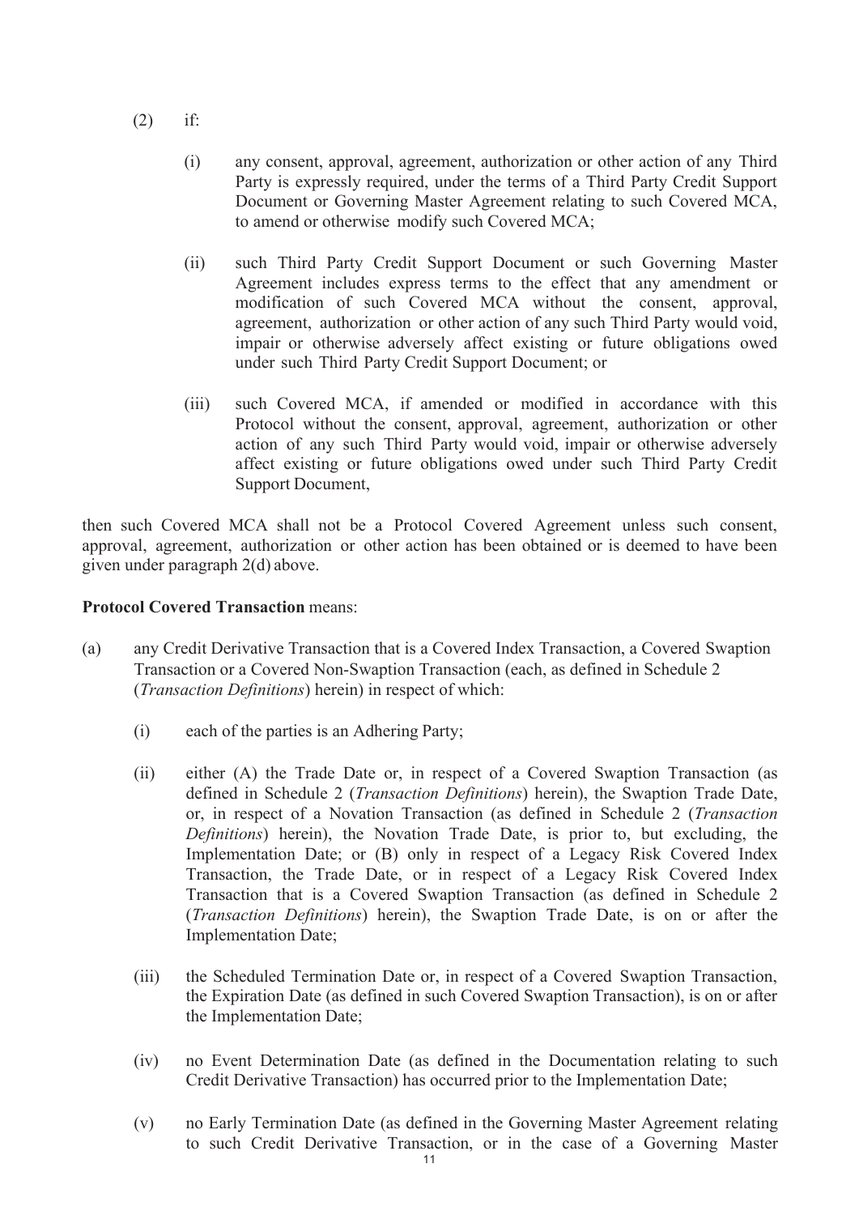(2) if:

   (i) any consent, approval, agreement, authorization or other action of any Third Party is expressly required, under the terms of a Third Party Credit Support Document or Governing Master Agreement relating to such Covered MCA, to amend or otherwise modify such Covered MCA;

   (ii) such Third Party Credit Support Document or such Governing Master Agreement includes express terms to the effect that any amendment or modification of such Covered MCA without the consent, approval, agreement, authorization or other action of any such Third Party would void, impair or otherwise adversely affect existing or future obligations owed under such Third Party Credit Support Document; or

   (iii) such Covered MCA, if amended or modified in accordance with this Protocol without the consent, approval, agreement, authorization or other action of any such Third Party would void, impair or otherwise adversely affect existing or future obligations owed under such Third Party Credit Support Document,

then such Covered MCA shall not be a Protocol Covered Agreement unless such consent, approval, agreement, authorization or other action has been obtained or is deemed to have been given under paragraph 2(d) above.

**Protocol Covered Transaction** means:

(a) any Credit Derivative Transaction that is a Covered Index Transaction, a Covered Swaption Transaction or a Covered Non-Swaption Transaction (each, as defined in Schedule 2 (*Transaction Definitions*) herein) in respect of which:

   (i) each of the parties is an Adhering Party;

   (ii) either (A) the Trade Date or, in respect of a Covered Swaption Transaction (as defined in Schedule 2 (*Transaction Definitions*) herein), the Swaption Trade Date, or, in respect of a Novation Transaction (as defined in Schedule 2 (*Transaction Definitions*) herein), the Novation Trade Date, is prior to, but excluding, the Implementation Date; or (B) only in respect of a Legacy Risk Covered Index Transaction, the Trade Date, or in respect of a Legacy Risk Covered Index Transaction that is a Covered Swaption Transaction (as defined in Schedule 2 (*Transaction Definitions*) herein), the Swaption Trade Date, is on or after the Implementation Date;

   (iii) the Scheduled Termination Date or, in respect of a Covered Swaption Transaction, the Expiration Date (as defined in such Covered Swaption Transaction), is on or after the Implementation Date;

   (iv) no Event Determination Date (as defined in the Documentation relating to such Credit Derivative Transaction) has occurred prior to the Implementation Date;

   (v) no Early Termination Date (as defined in the Governing Master Agreement relating to such Credit Derivative Transaction, or in the case of a Governing Master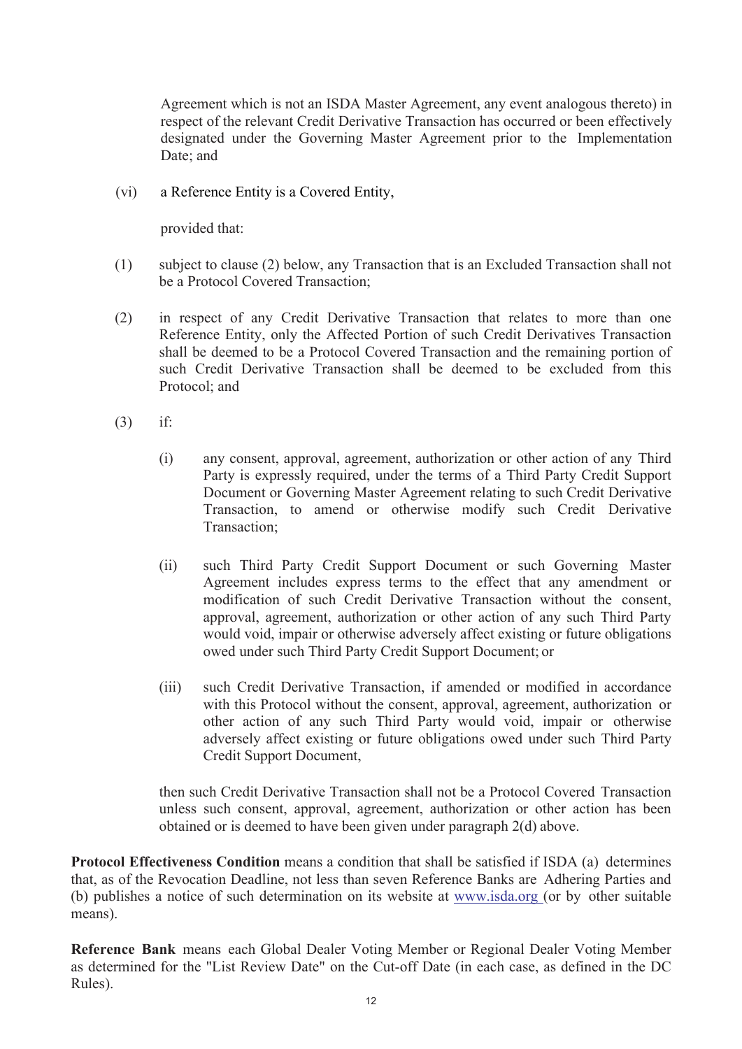Agreement which is not an ISDA Master Agreement, any event analogous thereto) in respect of the relevant Credit Derivative Transaction has occurred or been effectively designated under the Governing Master Agreement prior to the Implementation Date; and

(vi) a Reference Entity is a Covered Entity,

provided that:

(1) subject to clause (2) below, any Transaction that is an Excluded Transaction shall not be a Protocol Covered Transaction;

(2) in respect of any Credit Derivative Transaction that relates to more than one Reference Entity, only the Affected Portion of such Credit Derivatives Transaction shall be deemed to be a Protocol Covered Transaction and the remaining portion of such Credit Derivative Transaction shall be deemed to be excluded from this Protocol; and

(3) if:

(i) any consent, approval, agreement, authorization or other action of any Third Party is expressly required, under the terms of a Third Party Credit Support Document or Governing Master Agreement relating to such Credit Derivative Transaction, to amend or otherwise modify such Credit Derivative Transaction;

(ii) such Third Party Credit Support Document or such Governing Master Agreement includes express terms to the effect that any amendment or modification of such Credit Derivative Transaction without the consent, approval, agreement, authorization or other action of any such Third Party would void, impair or otherwise adversely affect existing or future obligations owed under such Third Party Credit Support Document; or

(iii) such Credit Derivative Transaction, if amended or modified in accordance with this Protocol without the consent, approval, agreement, authorization or other action of any such Third Party would void, impair or otherwise adversely affect existing or future obligations owed under such Third Party Credit Support Document,

then such Credit Derivative Transaction shall not be a Protocol Covered Transaction unless such consent, approval, agreement, authorization or other action has been obtained or is deemed to have been given under paragraph 2(d) above.

**Protocol Effectiveness Condition** means a condition that shall be satisfied if ISDA (a) determines that, as of the Revocation Deadline, not less than seven Reference Banks are Adhering Parties and (b) publishes a notice of such determination on its website at www.isda.org (or by other suitable means).

**Reference Bank** means each Global Dealer Voting Member or Regional Dealer Voting Member as determined for the "List Review Date" on the Cut-off Date (in each case, as defined in the DC Rules).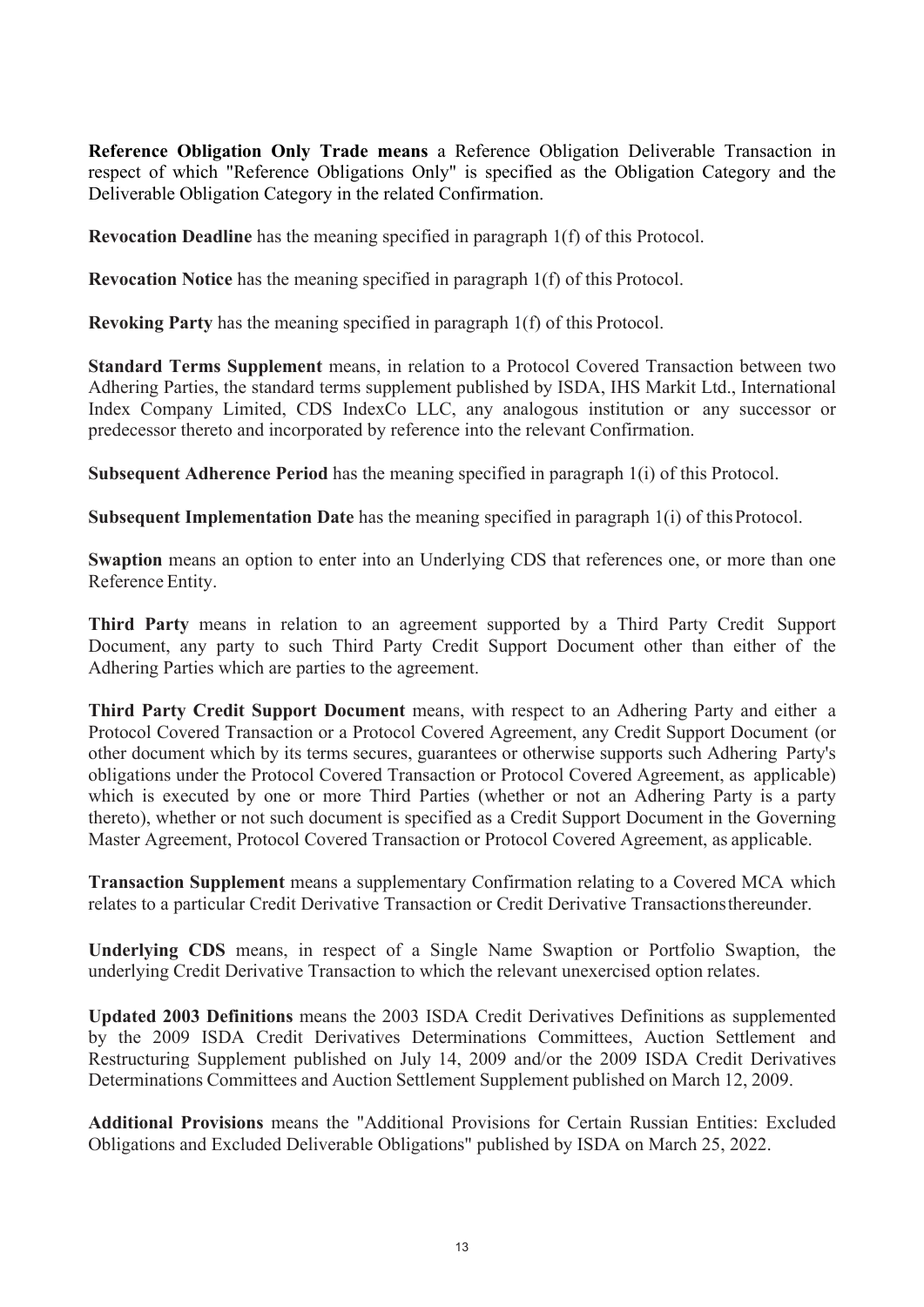**Reference Obligation Only Trade means** a Reference Obligation Deliverable Transaction in respect of which "Reference Obligations Only" is specified as the Obligation Category and the Deliverable Obligation Category in the related Confirmation.

**Revocation Deadline** has the meaning specified in paragraph 1(f) of this Protocol.

**Revocation Notice** has the meaning specified in paragraph 1(f) of this Protocol.

**Revoking Party** has the meaning specified in paragraph 1(f) of this Protocol.

**Standard Terms Supplement** means, in relation to a Protocol Covered Transaction between two Adhering Parties, the standard terms supplement published by ISDA, IHS Markit Ltd., International Index Company Limited, CDS IndexCo LLC, any analogous institution or any successor or predecessor thereto and incorporated by reference into the relevant Confirmation.

**Subsequent Adherence Period** has the meaning specified in paragraph 1(i) of this Protocol.

**Subsequent Implementation Date** has the meaning specified in paragraph 1(i) of this Protocol.

**Swaption** means an option to enter into an Underlying CDS that references one, or more than one Reference Entity.

**Third Party** means in relation to an agreement supported by a Third Party Credit Support Document, any party to such Third Party Credit Support Document other than either of the Adhering Parties which are parties to the agreement.

**Third Party Credit Support Document** means, with respect to an Adhering Party and either a Protocol Covered Transaction or a Protocol Covered Agreement, any Credit Support Document (or other document which by its terms secures, guarantees or otherwise supports such Adhering Party's obligations under the Protocol Covered Transaction or Protocol Covered Agreement, as applicable) which is executed by one or more Third Parties (whether or not an Adhering Party is a party thereto), whether or not such document is specified as a Credit Support Document in the Governing Master Agreement, Protocol Covered Transaction or Protocol Covered Agreement, as applicable.

**Transaction Supplement** means a supplementary Confirmation relating to a Covered MCA which relates to a particular Credit Derivative Transaction or Credit Derivative Transactions thereunder.

**Underlying CDS** means, in respect of a Single Name Swaption or Portfolio Swaption, the underlying Credit Derivative Transaction to which the relevant unexercised option relates.

**Updated 2003 Definitions** means the 2003 ISDA Credit Derivatives Definitions as supplemented by the 2009 ISDA Credit Derivatives Determinations Committees, Auction Settlement and Restructuring Supplement published on July 14, 2009 and/or the 2009 ISDA Credit Derivatives Determinations Committees and Auction Settlement Supplement published on March 12, 2009.

**Additional Provisions** means the "Additional Provisions for Certain Russian Entities: Excluded Obligations and Excluded Deliverable Obligations" published by ISDA on March 25, 2022.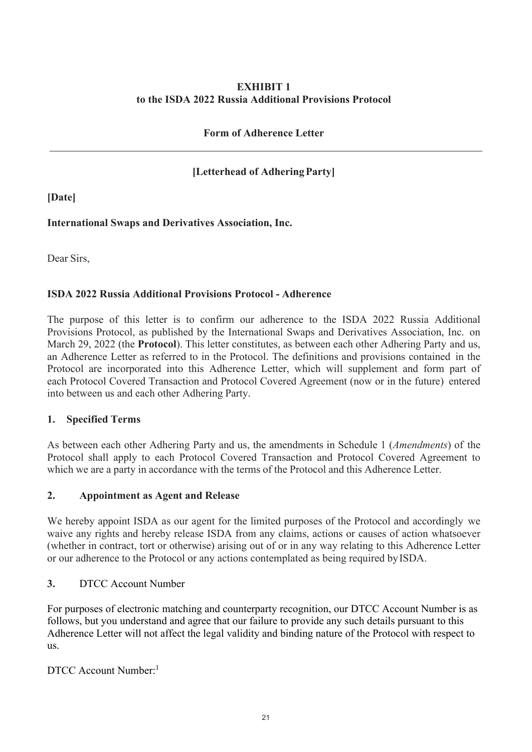**EXHIBIT 1**
**to the ISDA 2022 Russia Additional Provisions Protocol**

**Form of Adherence Letter**

---

**[Letterhead of Adhering Party]**

**[Date]**

**International Swaps and Derivatives Association, Inc.**

Dear Sirs,

**ISDA 2022 Russia Additional Provisions Protocol - Adherence**

The purpose of this letter is to confirm our adherence to the ISDA 2022 Russia Additional Provisions Protocol, as published by the International Swaps and Derivatives Association, Inc. on March 29, 2022 (the **Protocol**). This letter constitutes, as between each other Adhering Party and us, an Adherence Letter as referred to in the Protocol. The definitions and provisions contained in the Protocol are incorporated into this Adherence Letter, which will supplement and form part of each Protocol Covered Transaction and Protocol Covered Agreement (now or in the future) entered into between us and each other Adhering Party.

**1. Specified Terms**

As between each other Adhering Party and us, the amendments in Schedule 1 (*Amendments*) of the Protocol shall apply to each Protocol Covered Transaction and Protocol Covered Agreement to which we are a party in accordance with the terms of the Protocol and this Adherence Letter.

**2. Appointment as Agent and Release**

We hereby appoint ISDA as our agent for the limited purposes of the Protocol and accordingly we waive any rights and hereby release ISDA from any claims, actions or causes of action whatsoever (whether in contract, tort or otherwise) arising out of or in any way relating to this Adherence Letter or our adherence to the Protocol or any actions contemplated as being required by ISDA.

**3.** DTCC Account Number

For purposes of electronic matching and counterparty recognition, our DTCC Account Number is as follows, but you understand and agree that our failure to provide any such details pursuant to this Adherence Letter will not affect the legal validity and binding nature of the Protocol with respect to us.

DTCC Account Number:[1]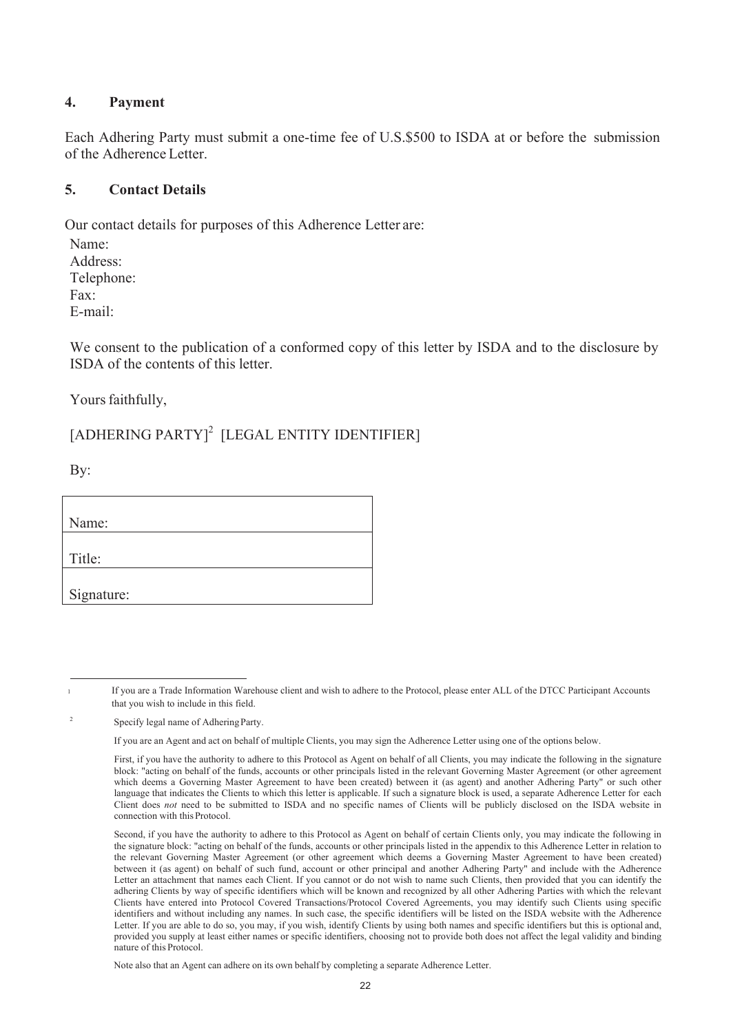## 4. Payment

Each Adhering Party must submit a one-time fee of U.S.$500 to ISDA at or before the submission of the Adherence Letter.

## 5. Contact Details

Our contact details for purposes of this Adherence Letter are:

Name:
Address:
Telephone:
Fax:
E-mail:

We consent to the publication of a conformed copy of this letter by ISDA and to the disclosure by ISDA of the contents of this letter.

Yours faithfully,

[ADHERING PARTY][2] [LEGAL ENTITY IDENTIFIER]

By:

| Name: |
|---|
| Title: |
| Signature: |

---

[1] If you are a Trade Information Warehouse client and wish to adhere to the Protocol, please enter ALL of the DTCC Participant Accounts that you wish to include in this field.

[2] Specify legal name of Adhering Party.

If you are an Agent and act on behalf of multiple Clients, you may sign the Adherence Letter using one of the options below.

First, if you have the authority to adhere to this Protocol as Agent on behalf of all Clients, you may indicate the following in the signature block: "acting on behalf of the funds, accounts or other principals listed in the relevant Governing Master Agreement (or other agreement which deems a Governing Master Agreement to have been created) between it (as agent) and another Adhering Party" or such other language that indicates the Clients to which this letter is applicable. If such a signature block is used, a separate Adherence Letter for each Client does *not* need to be submitted to ISDA and no specific names of Clients will be publicly disclosed on the ISDA website in connection with this Protocol.

Second, if you have the authority to adhere to this Protocol as Agent on behalf of certain Clients only, you may indicate the following in the signature block: "acting on behalf of the funds, accounts or other principals listed in the appendix to this Adherence Letter in relation to the relevant Governing Master Agreement (or other agreement which deems a Governing Master Agreement to have been created) between it (as agent) on behalf of such fund, account or other principal and another Adhering Party" and include with the Adherence Letter an attachment that names each Client. If you cannot or do not wish to name such Clients, then provided that you can identify the adhering Clients by way of specific identifiers which will be known and recognized by all other Adhering Parties with which the relevant Clients have entered into Protocol Covered Transactions/Protocol Covered Agreements, you may identify such Clients using specific identifiers and without including any names. In such case, the specific identifiers will be listed on the ISDA website with the Adherence Letter. If you are able to do so, you may, if you wish, identify Clients by using both names and specific identifiers but this is optional and, provided you supply at least either names or specific identifiers, choosing not to provide both does not affect the legal validity and binding nature of this Protocol.

Note also that an Agent can adhere on its own behalf by completing a separate Adherence Letter.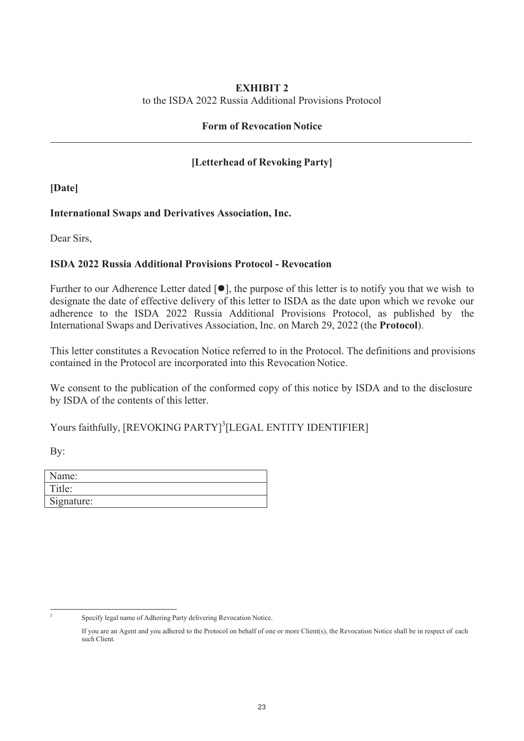**EXHIBIT 2**

to the ISDA 2022 Russia Additional Provisions Protocol

**Form of Revocation Notice**

---

**[Letterhead of Revoking Party]**

**[Date]**

**International Swaps and Derivatives Association, Inc.**

Dear Sirs,

**ISDA 2022 Russia Additional Provisions Protocol - Revocation**

Further to our Adherence Letter dated [●], the purpose of this letter is to notify you that we wish to designate the date of effective delivery of this letter to ISDA as the date upon which we revoke our adherence to the ISDA 2022 Russia Additional Provisions Protocol, as published by the International Swaps and Derivatives Association, Inc. on March 29, 2022 (the **Protocol**).

This letter constitutes a Revocation Notice referred to in the Protocol. The definitions and provisions contained in the Protocol are incorporated into this Revocation Notice.

We consent to the publication of the conformed copy of this notice by ISDA and to the disclosure by ISDA of the contents of this letter.

Yours faithfully, [REVOKING PARTY][3][LEGAL ENTITY IDENTIFIER]

By:

| Name: |
|---|
| Title: |
| Signature: |

---

[3] Specify legal name of Adhering Party delivering Revocation Notice.

If you are an Agent and you adhered to the Protocol on behalf of one or more Client(s), the Revocation Notice shall be in respect of each such Client.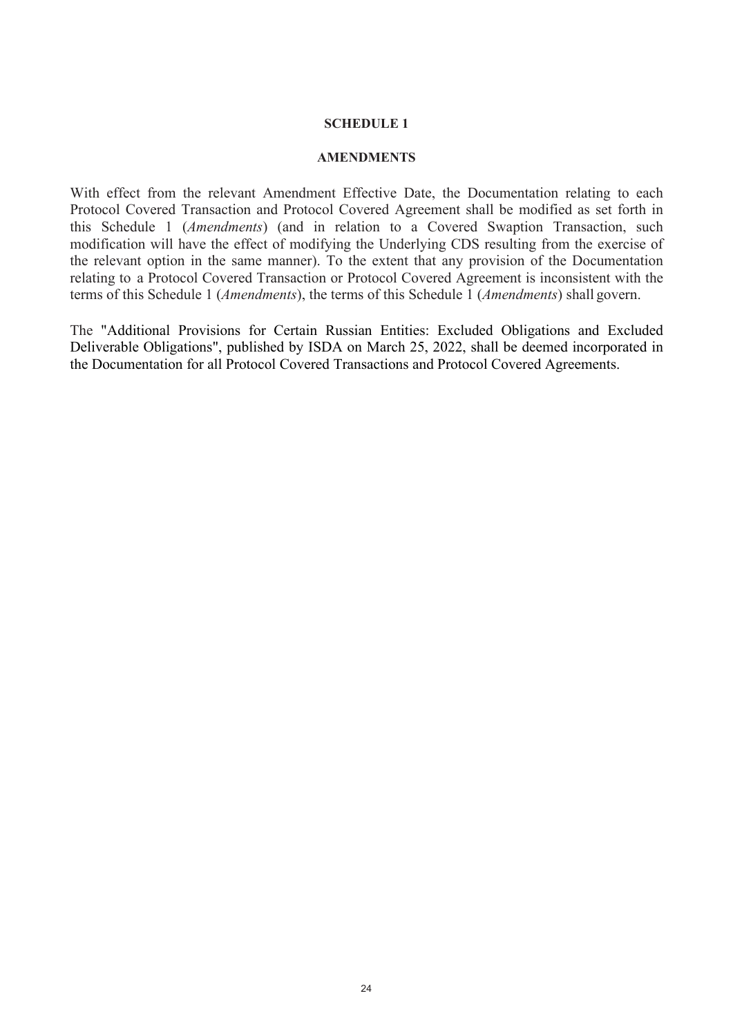**SCHEDULE 1**

**AMENDMENTS**

With effect from the relevant Amendment Effective Date, the Documentation relating to each Protocol Covered Transaction and Protocol Covered Agreement shall be modified as set forth in this Schedule 1 (*Amendments*) (and in relation to a Covered Swaption Transaction, such modification will have the effect of modifying the Underlying CDS resulting from the exercise of the relevant option in the same manner). To the extent that any provision of the Documentation relating to a Protocol Covered Transaction or Protocol Covered Agreement is inconsistent with the terms of this Schedule 1 (*Amendments*), the terms of this Schedule 1 (*Amendments*) shall govern.

The "Additional Provisions for Certain Russian Entities: Excluded Obligations and Excluded Deliverable Obligations", published by ISDA on March 25, 2022, shall be deemed incorporated in the Documentation for all Protocol Covered Transactions and Protocol Covered Agreements.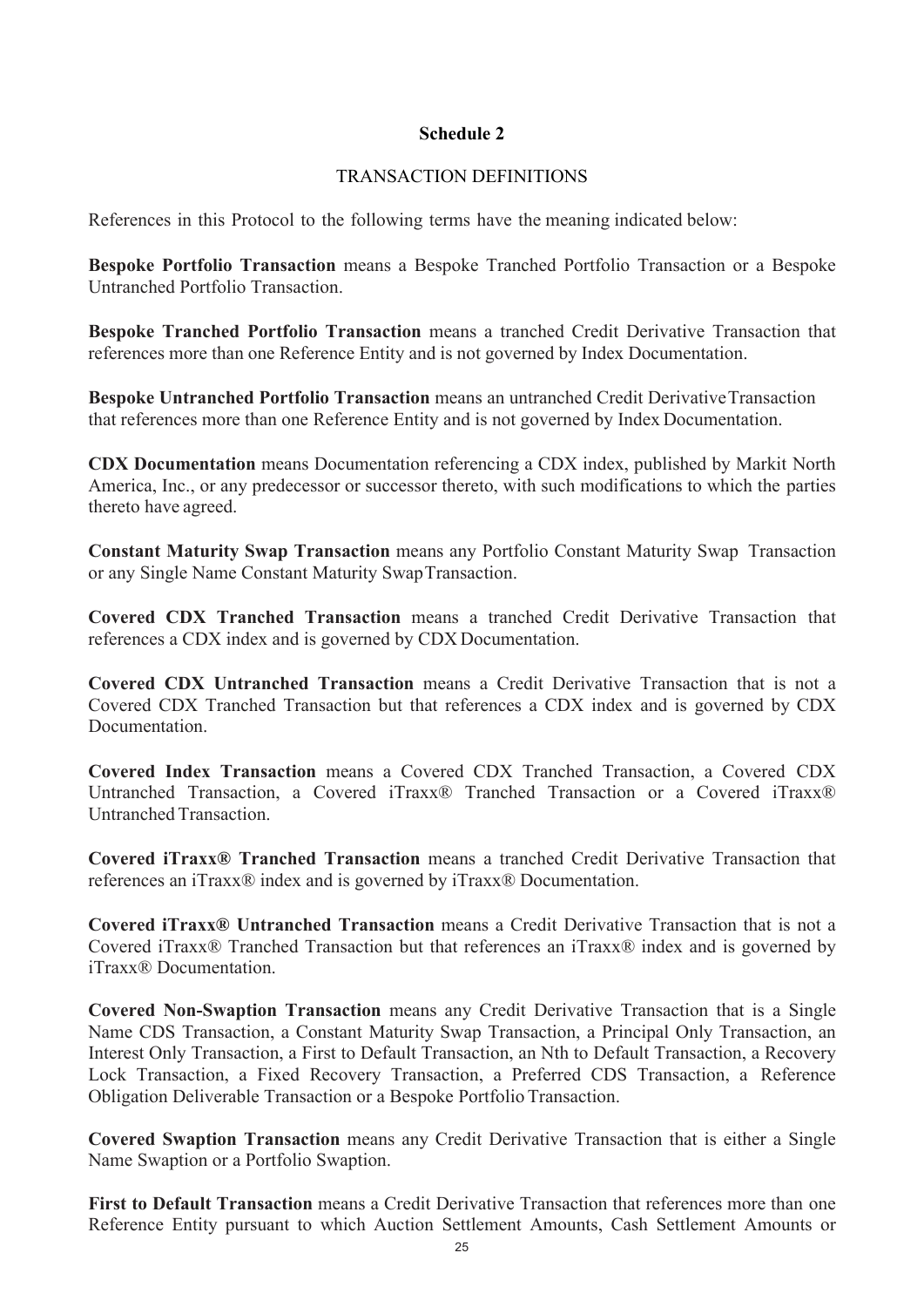## Schedule 2

TRANSACTION DEFINITIONS

References in this Protocol to the following terms have the meaning indicated below:

**Bespoke Portfolio Transaction** means a Bespoke Tranched Portfolio Transaction or a Bespoke Untranched Portfolio Transaction.

**Bespoke Tranched Portfolio Transaction** means a tranched Credit Derivative Transaction that references more than one Reference Entity and is not governed by Index Documentation.

**Bespoke Untranched Portfolio Transaction** means an untranched Credit Derivative Transaction that references more than one Reference Entity and is not governed by Index Documentation.

**CDX Documentation** means Documentation referencing a CDX index, published by Markit North America, Inc., or any predecessor or successor thereto, with such modifications to which the parties thereto have agreed.

**Constant Maturity Swap Transaction** means any Portfolio Constant Maturity Swap Transaction or any Single Name Constant Maturity Swap Transaction.

**Covered CDX Tranched Transaction** means a tranched Credit Derivative Transaction that references a CDX index and is governed by CDX Documentation.

**Covered CDX Untranched Transaction** means a Credit Derivative Transaction that is not a Covered CDX Tranched Transaction but that references a CDX index and is governed by CDX Documentation.

**Covered Index Transaction** means a Covered CDX Tranched Transaction, a Covered CDX Untranched Transaction, a Covered iTraxx® Tranched Transaction or a Covered iTraxx® Untranched Transaction.

**Covered iTraxx® Tranched Transaction** means a tranched Credit Derivative Transaction that references an iTraxx® index and is governed by iTraxx® Documentation.

**Covered iTraxx® Untranched Transaction** means a Credit Derivative Transaction that is not a Covered iTraxx® Tranched Transaction but that references an iTraxx® index and is governed by iTraxx® Documentation.

**Covered Non-Swaption Transaction** means any Credit Derivative Transaction that is a Single Name CDS Transaction, a Constant Maturity Swap Transaction, a Principal Only Transaction, an Interest Only Transaction, a First to Default Transaction, an Nth to Default Transaction, a Recovery Lock Transaction, a Fixed Recovery Transaction, a Preferred CDS Transaction, a Reference Obligation Deliverable Transaction or a Bespoke Portfolio Transaction.

**Covered Swaption Transaction** means any Credit Derivative Transaction that is either a Single Name Swaption or a Portfolio Swaption.

**First to Default Transaction** means a Credit Derivative Transaction that references more than one Reference Entity pursuant to which Auction Settlement Amounts, Cash Settlement Amounts or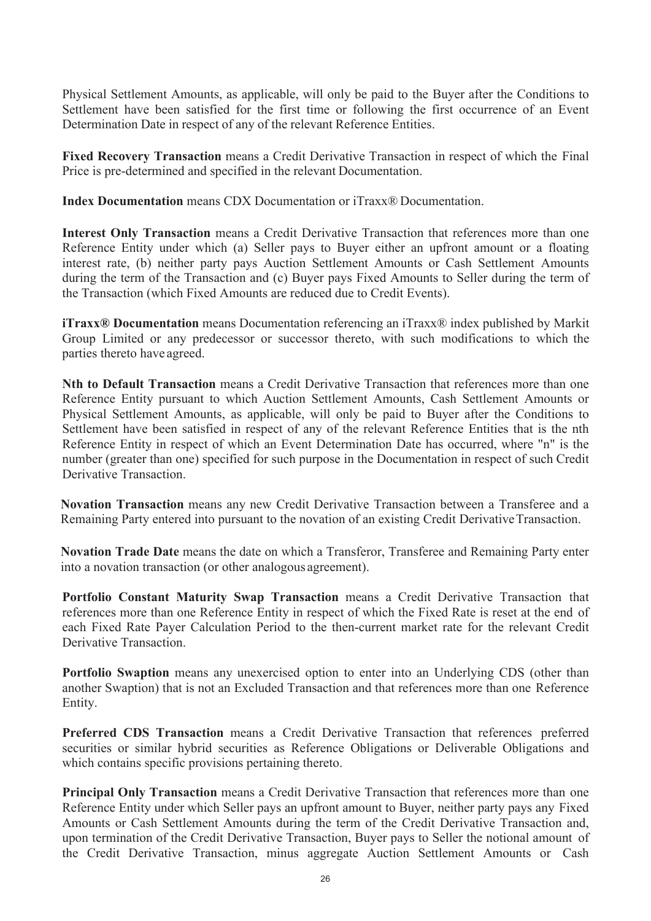Physical Settlement Amounts, as applicable, will only be paid to the Buyer after the Conditions to Settlement have been satisfied for the first time or following the first occurrence of an Event Determination Date in respect of any of the relevant Reference Entities.

**Fixed Recovery Transaction** means a Credit Derivative Transaction in respect of which the Final Price is pre-determined and specified in the relevant Documentation.

**Index Documentation** means CDX Documentation or iTraxx® Documentation.

**Interest Only Transaction** means a Credit Derivative Transaction that references more than one Reference Entity under which (a) Seller pays to Buyer either an upfront amount or a floating interest rate, (b) neither party pays Auction Settlement Amounts or Cash Settlement Amounts during the term of the Transaction and (c) Buyer pays Fixed Amounts to Seller during the term of the Transaction (which Fixed Amounts are reduced due to Credit Events).

**iTraxx® Documentation** means Documentation referencing an iTraxx® index published by Markit Group Limited or any predecessor or successor thereto, with such modifications to which the parties thereto have agreed.

**Nth to Default Transaction** means a Credit Derivative Transaction that references more than one Reference Entity pursuant to which Auction Settlement Amounts, Cash Settlement Amounts or Physical Settlement Amounts, as applicable, will only be paid to Buyer after the Conditions to Settlement have been satisfied in respect of any of the relevant Reference Entities that is the nth Reference Entity in respect of which an Event Determination Date has occurred, where "n" is the number (greater than one) specified for such purpose in the Documentation in respect of such Credit Derivative Transaction.

**Novation Transaction** means any new Credit Derivative Transaction between a Transferee and a Remaining Party entered into pursuant to the novation of an existing Credit Derivative Transaction.

**Novation Trade Date** means the date on which a Transferor, Transferee and Remaining Party enter into a novation transaction (or other analogous agreement).

**Portfolio Constant Maturity Swap Transaction** means a Credit Derivative Transaction that references more than one Reference Entity in respect of which the Fixed Rate is reset at the end of each Fixed Rate Payer Calculation Period to the then-current market rate for the relevant Credit Derivative Transaction.

**Portfolio Swaption** means any unexercised option to enter into an Underlying CDS (other than another Swaption) that is not an Excluded Transaction and that references more than one Reference Entity.

**Preferred CDS Transaction** means a Credit Derivative Transaction that references preferred securities or similar hybrid securities as Reference Obligations or Deliverable Obligations and which contains specific provisions pertaining thereto.

**Principal Only Transaction** means a Credit Derivative Transaction that references more than one Reference Entity under which Seller pays an upfront amount to Buyer, neither party pays any Fixed Amounts or Cash Settlement Amounts during the term of the Credit Derivative Transaction and, upon termination of the Credit Derivative Transaction, Buyer pays to Seller the notional amount of the Credit Derivative Transaction, minus aggregate Auction Settlement Amounts or Cash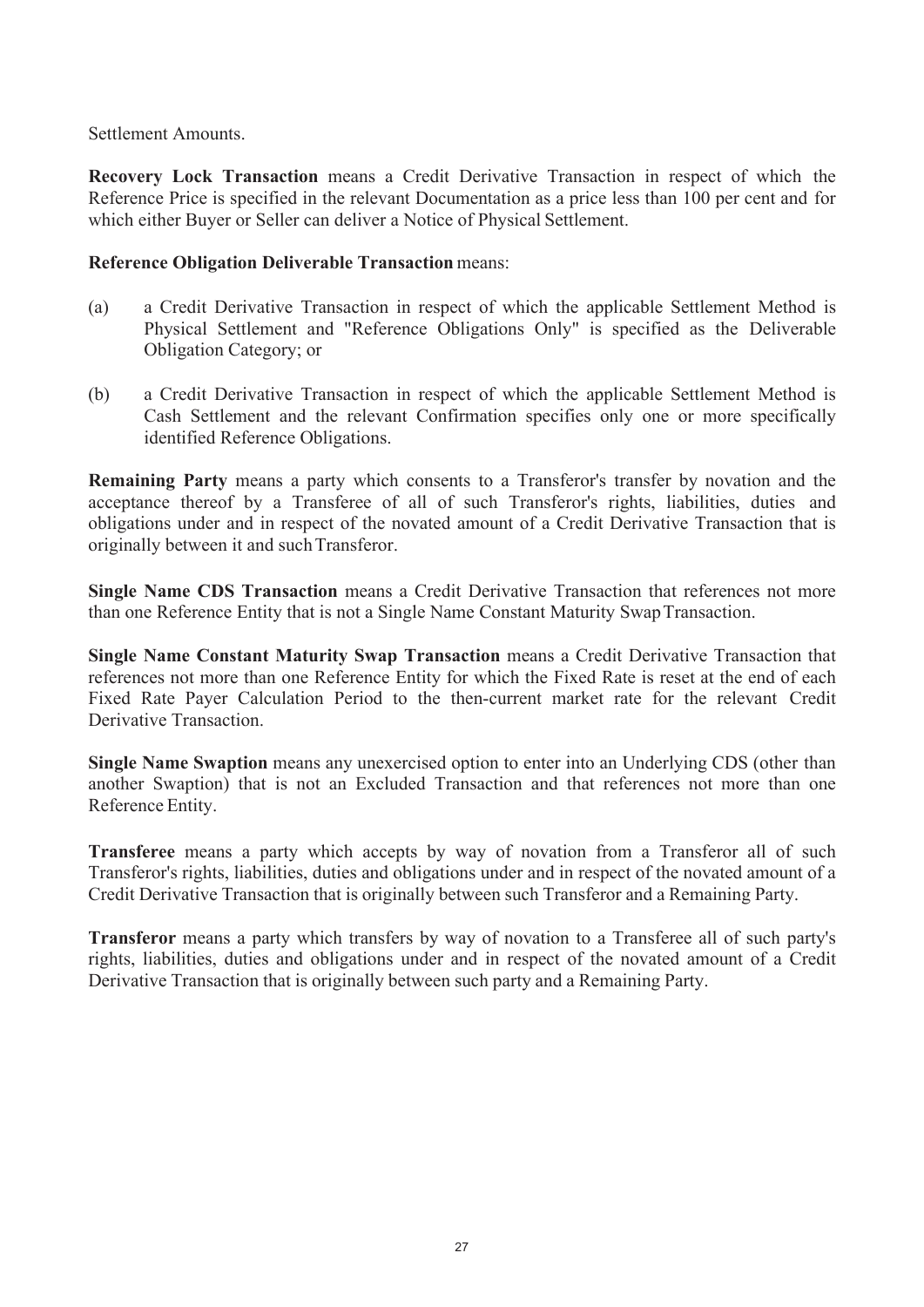Settlement Amounts.

**Recovery Lock Transaction** means a Credit Derivative Transaction in respect of which the Reference Price is specified in the relevant Documentation as a price less than 100 per cent and for which either Buyer or Seller can deliver a Notice of Physical Settlement.

**Reference Obligation Deliverable Transaction** means:

(a) a Credit Derivative Transaction in respect of which the applicable Settlement Method is Physical Settlement and "Reference Obligations Only" is specified as the Deliverable Obligation Category; or

(b) a Credit Derivative Transaction in respect of which the applicable Settlement Method is Cash Settlement and the relevant Confirmation specifies only one or more specifically identified Reference Obligations.

**Remaining Party** means a party which consents to a Transferor's transfer by novation and the acceptance thereof by a Transferee of all of such Transferor's rights, liabilities, duties and obligations under and in respect of the novated amount of a Credit Derivative Transaction that is originally between it and such Transferor.

**Single Name CDS Transaction** means a Credit Derivative Transaction that references not more than one Reference Entity that is not a Single Name Constant Maturity Swap Transaction.

**Single Name Constant Maturity Swap Transaction** means a Credit Derivative Transaction that references not more than one Reference Entity for which the Fixed Rate is reset at the end of each Fixed Rate Payer Calculation Period to the then-current market rate for the relevant Credit Derivative Transaction.

**Single Name Swaption** means any unexercised option to enter into an Underlying CDS (other than another Swaption) that is not an Excluded Transaction and that references not more than one Reference Entity.

**Transferee** means a party which accepts by way of novation from a Transferor all of such Transferor's rights, liabilities, duties and obligations under and in respect of the novated amount of a Credit Derivative Transaction that is originally between such Transferor and a Remaining Party.

**Transferor** means a party which transfers by way of novation to a Transferee all of such party's rights, liabilities, duties and obligations under and in respect of the novated amount of a Credit Derivative Transaction that is originally between such party and a Remaining Party.